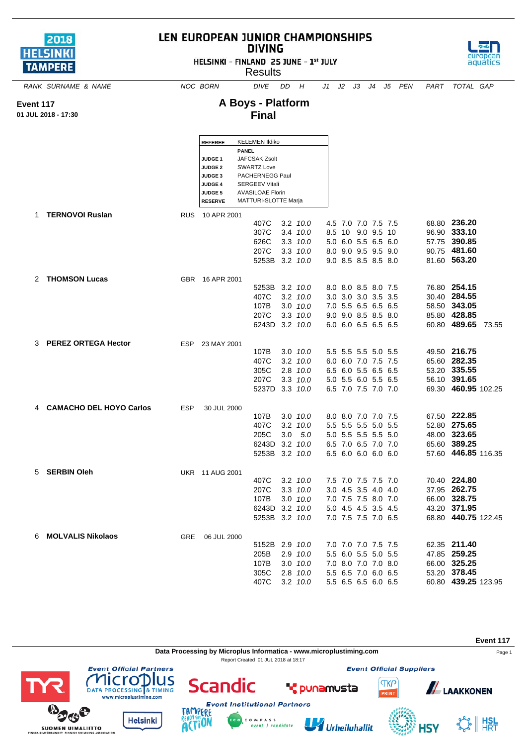# LEN EUROPEAN JUNIOR CHAMPIONSHIPS
## DIVING

HELSINKI - FINLAND 25 JUNE - 1st JULY

Results

**Event 117**
**01 JUL 2018 - 17:30**

## A Boys - Platform
## Final

| | |
|---|---|
| **REFEREE** | KELEMEN Ildiko |
| | **PANEL** |
| **JUDGE 1** | JAFCSAK Zsolt |
| **JUDGE 2** | SWARTZ Love |
| **JUDGE 3** | PACHERNEGG Paul |
| **JUDGE 4** | SERGEEV Vitali |
| **JUDGE 5** | AVASILOAE Florin |
| **RESERVE** | MATTURI-SLOTTE Marja |

| RANK | SURNAME & NAME | NOC | BORN | DIVE | DD | H | J1 | J2 | J3 | J4 | J5 | PEN | PART | TOTAL | GAP |
|---|---|---|---|---|---|---|---|---|---|---|---|---|---|---|---|
| 1 | **TERNOVOI Ruslan** | RUS | 10 APR 2001 | | | | | | | | | | | | |
| | | | | 407C | 3.2 | *10.0* | 4.5 | 7.0 | 7.0 | 7.5 | 7.5 | | 68.80 | **236.20** | |
| | | | | 307C | 3.4 | *10.0* | 8.5 | 10 | 9.0 | 9.5 | 10 | | 96.90 | **333.10** | |
| | | | | 626C | 3.3 | *10.0* | 5.0 | 6.0 | 5.5 | 6.5 | 6.0 | | 57.75 | **390.85** | |
| | | | | 207C | 3.3 | *10.0* | 8.0 | 9.0 | 9.5 | 9.5 | 9.0 | | 90.75 | **481.60** | |
| | | | | 5253B | 3.2 | *10.0* | 9.0 | 8.5 | 8.5 | 8.5 | 8.0 | | 81.60 | **563.20** | |
| 2 | **THOMSON Lucas** | GBR | 16 APR 2001 | | | | | | | | | | | | |
| | | | | 5253B | 3.2 | *10.0* | 8.0 | 8.0 | 8.5 | 8.0 | 7.5 | | 76.80 | **254.15** | |
| | | | | 407C | 3.2 | *10.0* | 3.0 | 3.0 | 3.0 | 3.5 | 3.5 | | 30.40 | **284.55** | |
| | | | | 107B | 3.0 | *10.0* | 7.0 | 5.5 | 6.5 | 6.5 | 6.5 | | 58.50 | **343.05** | |
| | | | | 207C | 3.3 | *10.0* | 9.0 | 9.0 | 8.5 | 8.5 | 8.0 | | 85.80 | **428.85** | |
| | | | | 6243D | 3.2 | *10.0* | 6.0 | 6.0 | 6.5 | 6.5 | 6.5 | | 60.80 | **489.65** | 73.55 |
| 3 | **PEREZ ORTEGA Hector** | ESP | 23 MAY 2001 | | | | | | | | | | | | |
| | | | | 107B | 3.0 | *10.0* | 5.5 | 5.5 | 5.5 | 5.0 | 5.5 | | 49.50 | **216.75** | |
| | | | | 407C | 3.2 | *10.0* | 6.0 | 6.0 | 7.0 | 7.5 | 7.5 | | 65.60 | **282.35** | |
| | | | | 305C | 2.8 | *10.0* | 6.5 | 6.0 | 5.5 | 6.5 | 6.5 | | 53.20 | **335.55** | |
| | | | | 207C | 3.3 | *10.0* | 5.0 | 5.5 | 6.0 | 5.5 | 6.5 | | 56.10 | **391.65** | |
| | | | | 5237D | 3.3 | *10.0* | 6.5 | 7.0 | 7.5 | 7.0 | 7.0 | | 69.30 | **460.95** | 102.25 |
| 4 | **CAMACHO DEL HOYO Carlos** | ESP | 30 JUL 2000 | | | | | | | | | | | | |
| | | | | 107B | 3.0 | *10.0* | 8.0 | 8.0 | 7.0 | 7.0 | 7.5 | | 67.50 | **222.85** | |
| | | | | 407C | 3.2 | *10.0* | 5.5 | 5.5 | 5.5 | 5.0 | 5.5 | | 52.80 | **275.65** | |
| | | | | 205C | 3.0 | *5.0* | 5.0 | 5.5 | 5.5 | 5.5 | 5.0 | | 48.00 | **323.65** | |
| | | | | 6243D | 3.2 | *10.0* | 6.5 | 7.0 | 6.5 | 7.0 | 7.0 | | 65.60 | **389.25** | |
| | | | | 5253B | 3.2 | *10.0* | 6.5 | 6.0 | 6.0 | 6.0 | 6.0 | | 57.60 | **446.85** | 116.35 |
| 5 | **SERBIN Oleh** | UKR | 11 AUG 2001 | | | | | | | | | | | | |
| | | | | 407C | 3.2 | *10.0* | 7.5 | 7.0 | 7.5 | 7.5 | 7.0 | | 70.40 | **224.80** | |
| | | | | 207C | 3.3 | *10.0* | 3.0 | 4.5 | 3.5 | 4.0 | 4.0 | | 37.95 | **262.75** | |
| | | | | 107B | 3.0 | *10.0* | 7.0 | 7.5 | 7.5 | 8.0 | 7.0 | | 66.00 | **328.75** | |
| | | | | 6243D | 3.2 | *10.0* | 5.0 | 4.5 | 4.5 | 3.5 | 4.5 | | 43.20 | **371.95** | |
| | | | | 5253B | 3.2 | *10.0* | 7.0 | 7.5 | 7.5 | 7.0 | 6.5 | | 68.80 | **440.75** | 122.45 |
| 6 | **MOLVALIS Nikolaos** | GRE | 06 JUL 2000 | | | | | | | | | | | | |
| | | | | 5152B | 2.9 | *10.0* | 7.0 | 7.0 | 7.0 | 7.5 | 7.5 | | 62.35 | **211.40** | |
| | | | | 205B | 2.9 | *10.0* | 5.5 | 6.0 | 5.5 | 5.0 | 5.5 | | 47.85 | **259.25** | |
| | | | | 107B | 3.0 | *10.0* | 7.0 | 8.0 | 7.0 | 7.0 | 8.0 | | 66.00 | **325.25** | |
| | | | | 305C | 2.8 | *10.0* | 5.5 | 6.5 | 7.0 | 6.0 | 6.5 | | 53.20 | **378.45** | |
| | | | | 407C | 3.2 | *10.0* | 5.5 | 6.5 | 6.5 | 6.0 | 6.5 | | 60.80 | **439.25** | 123.95 |

Data Processing by Microplus Informatica - www.microplustiming.com

Report Created 01 JUL 2018 at 18:17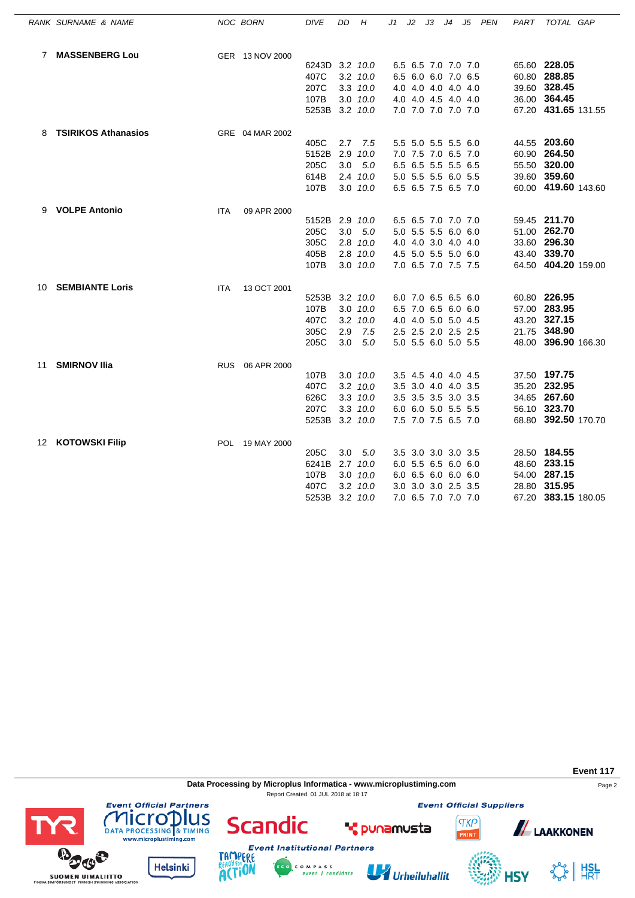| RANK | SURNAME & NAME | NOC | BORN | DIVE | DD | H | J1 | J2 | J3 | J4 | J5 | PEN | PART | TOTAL | GAP |
|---|---|---|---|---|---|---|---|---|---|---|---|---|---|---|---|
| 7 | **MASSENBERG Lou** | GER | 13 NOV 2000 | | | | | | | | | | | | |
| | | | | 6243D | 3.2 | *10.0* | 6.5 | 6.5 | 7.0 | 7.0 | 7.0 | | 65.60 | **228.05** | |
| | | | | 407C | 3.2 | *10.0* | 6.5 | 6.0 | 6.0 | 7.0 | 6.5 | | 60.80 | **288.85** | |
| | | | | 207C | 3.3 | *10.0* | 4.0 | 4.0 | 4.0 | 4.0 | 4.0 | | 39.60 | **328.45** | |
| | | | | 107B | 3.0 | *10.0* | 4.0 | 4.0 | 4.5 | 4.0 | 4.0 | | 36.00 | **364.45** | |
| | | | | 5253B | 3.2 | *10.0* | 7.0 | 7.0 | 7.0 | 7.0 | 7.0 | | 67.20 | **431.65** | 131.55 |
| 8 | **TSIRIKOS Athanasios** | GRE | 04 MAR 2002 | | | | | | | | | | | | |
| | | | | 405C | 2.7 | *7.5* | 5.5 | 5.0 | 5.5 | 5.5 | 6.0 | | 44.55 | **203.60** | |
| | | | | 5152B | 2.9 | *10.0* | 7.0 | 7.5 | 7.0 | 6.5 | 7.0 | | 60.90 | **264.50** | |
| | | | | 205C | 3.0 | *5.0* | 6.5 | 6.5 | 5.5 | 5.5 | 6.5 | | 55.50 | **320.00** | |
| | | | | 614B | 2.4 | *10.0* | 5.0 | 5.5 | 5.5 | 6.0 | 5.5 | | 39.60 | **359.60** | |
| | | | | 107B | 3.0 | *10.0* | 6.5 | 6.5 | 7.5 | 6.5 | 7.0 | | 60.00 | **419.60** | 143.60 |
| 9 | **VOLPE Antonio** | ITA | 09 APR 2000 | | | | | | | | | | | | |
| | | | | 5152B | 2.9 | *10.0* | 6.5 | 6.5 | 7.0 | 7.0 | 7.0 | | 59.45 | **211.70** | |
| | | | | 205C | 3.0 | *5.0* | 5.0 | 5.5 | 5.5 | 6.0 | 6.0 | | 51.00 | **262.70** | |
| | | | | 305C | 2.8 | *10.0* | 4.0 | 4.0 | 3.0 | 4.0 | 4.0 | | 33.60 | **296.30** | |
| | | | | 405B | 2.8 | *10.0* | 4.5 | 5.0 | 5.5 | 5.0 | 6.0 | | 43.40 | **339.70** | |
| | | | | 107B | 3.0 | *10.0* | 7.0 | 6.5 | 7.0 | 7.5 | 7.5 | | 64.50 | **404.20** | 159.00 |
| 10 | **SEMBIANTE Loris** | ITA | 13 OCT 2001 | | | | | | | | | | | | |
| | | | | 5253B | 3.2 | *10.0* | 6.0 | 7.0 | 6.5 | 6.5 | 6.0 | | 60.80 | **226.95** | |
| | | | | 107B | 3.0 | *10.0* | 6.5 | 7.0 | 6.5 | 6.0 | 6.0 | | 57.00 | **283.95** | |
| | | | | 407C | 3.2 | *10.0* | 4.0 | 4.0 | 5.0 | 5.0 | 4.5 | | 43.20 | **327.15** | |
| | | | | 305C | 2.9 | *7.5* | 2.5 | 2.5 | 2.0 | 2.5 | 2.5 | | 21.75 | **348.90** | |
| | | | | 205C | 3.0 | *5.0* | 5.0 | 5.5 | 6.0 | 5.0 | 5.5 | | 48.00 | **396.90** | 166.30 |
| 11 | **SMIRNOV Ilia** | RUS | 06 APR 2000 | | | | | | | | | | | | |
| | | | | 107B | 3.0 | *10.0* | 3.5 | 4.5 | 4.0 | 4.0 | 4.5 | | 37.50 | **197.75** | |
| | | | | 407C | 3.2 | *10.0* | 3.5 | 3.0 | 4.0 | 4.0 | 3.5 | | 35.20 | **232.95** | |
| | | | | 626C | 3.3 | *10.0* | 3.5 | 3.5 | 3.5 | 3.0 | 3.5 | | 34.65 | **267.60** | |
| | | | | 207C | 3.3 | *10.0* | 6.0 | 6.0 | 5.0 | 5.5 | 5.5 | | 56.10 | **323.70** | |
| | | | | 5253B | 3.2 | *10.0* | 7.5 | 7.0 | 7.5 | 6.5 | 7.0 | | 68.80 | **392.50** | 170.70 |
| 12 | **KOTOWSKI Filip** | POL | 19 MAY 2000 | | | | | | | | | | | | |
| | | | | 205C | 3.0 | *5.0* | 3.5 | 3.0 | 3.0 | 3.0 | 3.5 | | 28.50 | **184.55** | |
| | | | | 6241B | 2.7 | *10.0* | 6.0 | 5.5 | 6.5 | 6.0 | 6.0 | | 48.60 | **233.15** | |
| | | | | 107B | 3.0 | *10.0* | 6.0 | 6.5 | 6.0 | 6.0 | 6.0 | | 54.00 | **287.15** | |
| | | | | 407C | 3.2 | *10.0* | 3.0 | 3.0 | 3.0 | 2.5 | 3.5 | | 28.80 | **315.95** | |
| | | | | 5253B | 3.2 | *10.0* | 7.0 | 6.5 | 7.0 | 7.0 | 7.0 | | 67.20 | **383.15** | 180.05 |

**Event 117**

**Data Processing by Microplus Informatica - www.microplustiming.com**

Report Created 01 JUL 2018 at 18:17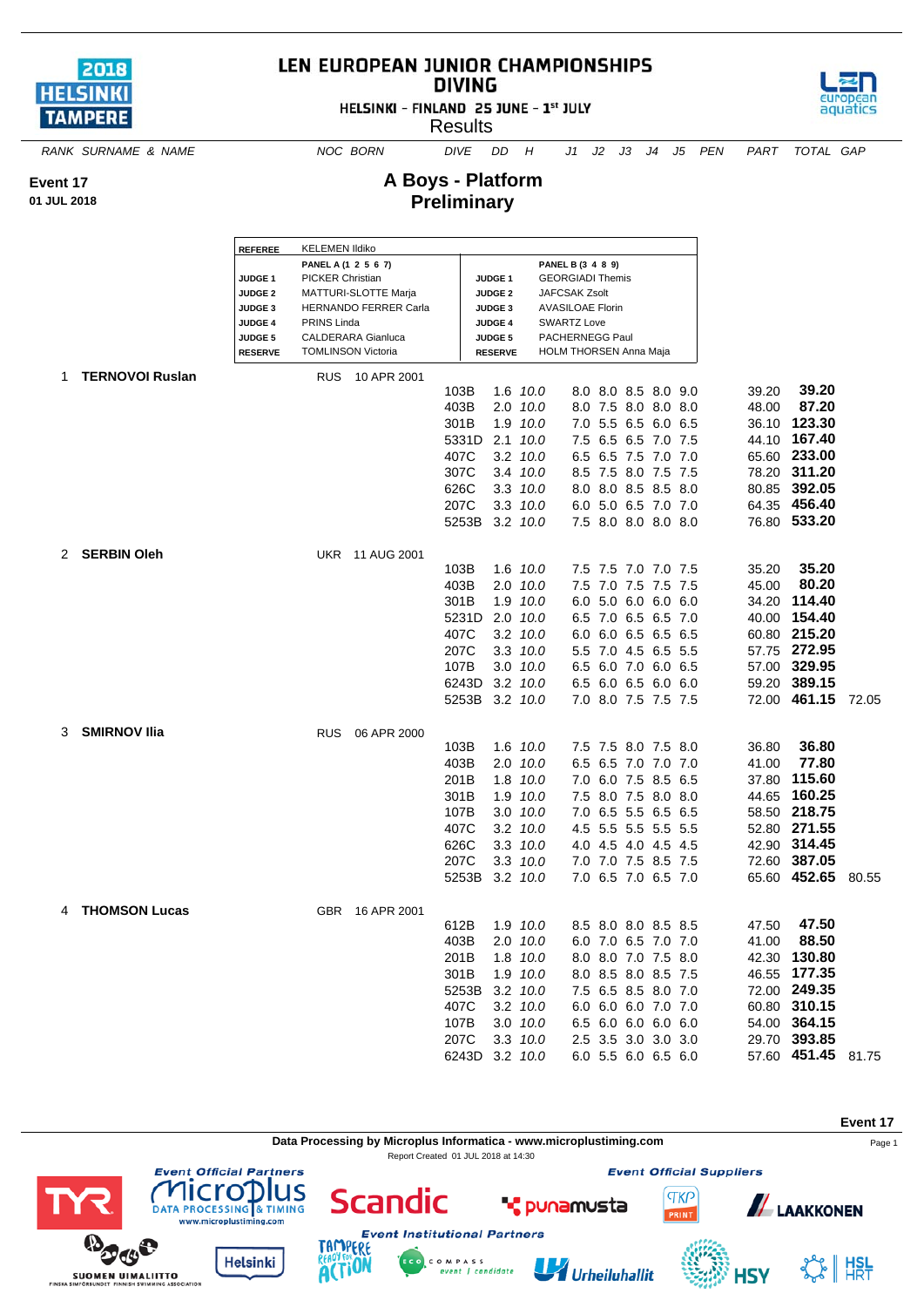# LEN EUROPEAN JUNIOR CHAMPIONSHIPS
## DIVING
HELSINKI - FINLAND 25 JUNE - 1st JULY

Results

**Event 17**
**01 JUL 2018**

## A Boys - Platform
## Preliminary

| REFEREE | KELEMEN Ildiko | | |
|---|---|---|---|
| | PANEL A (1 2 5 6 7) | | PANEL B (3 4 8 9) |
| JUDGE 1 | PICKER Christian | JUDGE 1 | GEORGIADI Themis |
| JUDGE 2 | MATTURI-SLOTTE Marja | JUDGE 2 | JAFCSAK Zsolt |
| JUDGE 3 | HERNANDO FERRER Carla | JUDGE 3 | AVASILOAE Florin |
| JUDGE 4 | PRINS Linda | JUDGE 4 | SWARTZ Love |
| JUDGE 5 | CALDERARA Gianluca | JUDGE 5 | PACHERNEGG Paul |
| RESERVE | TOMLINSON Victoria | RESERVE | HOLM THORSEN Anna Maja |

| RANK | SURNAME & NAME | NOC | BORN | DIVE | DD | H | J1 | J2 | J3 | J4 | J5 | PEN | PART | TOTAL | GAP |
|---|---|---|---|---|---|---|---|---|---|---|---|---|---|---|---|
| 1 | **TERNOVOI Ruslan** | RUS | 10 APR 2001 | | | | | | | | | | | | |
| | | | | 103B | 1.6 | *10.0* | 8.0 | 8.0 | 8.5 | 8.0 | 9.0 | | 39.20 | **39.20** | |
| | | | | 403B | 2.0 | *10.0* | 8.0 | 7.5 | 8.0 | 8.0 | 8.0 | | 48.00 | **87.20** | |
| | | | | 301B | 1.9 | *10.0* | 7.0 | 5.5 | 6.5 | 6.0 | 6.5 | | 36.10 | **123.30** | |
| | | | | 5331D | 2.1 | *10.0* | 7.5 | 6.5 | 6.5 | 7.0 | 7.5 | | 44.10 | **167.40** | |
| | | | | 407C | 3.2 | *10.0* | 6.5 | 6.5 | 7.5 | 7.0 | 7.0 | | 65.60 | **233.00** | |
| | | | | 307C | 3.4 | *10.0* | 8.5 | 7.5 | 8.0 | 7.5 | 7.5 | | 78.20 | **311.20** | |
| | | | | 626C | 3.3 | *10.0* | 8.0 | 8.0 | 8.5 | 8.5 | 8.0 | | 80.85 | **392.05** | |
| | | | | 207C | 3.3 | *10.0* | 6.0 | 5.0 | 6.5 | 7.0 | 7.0 | | 64.35 | **456.40** | |
| | | | | 5253B | 3.2 | *10.0* | 7.5 | 8.0 | 8.0 | 8.0 | 8.0 | | 76.80 | **533.20** | |
| 2 | **SERBIN Oleh** | UKR | 11 AUG 2001 | | | | | | | | | | | | |
| | | | | 103B | 1.6 | *10.0* | 7.5 | 7.5 | 7.0 | 7.0 | 7.5 | | 35.20 | **35.20** | |
| | | | | 403B | 2.0 | *10.0* | 7.5 | 7.0 | 7.5 | 7.5 | 7.5 | | 45.00 | **80.20** | |
| | | | | 301B | 1.9 | *10.0* | 6.0 | 5.0 | 6.0 | 6.0 | 6.0 | | 34.20 | **114.40** | |
| | | | | 5231D | 2.0 | *10.0* | 6.5 | 7.0 | 6.5 | 6.5 | 7.0 | | 40.00 | **154.40** | |
| | | | | 407C | 3.2 | *10.0* | 6.0 | 6.0 | 6.5 | 6.5 | 6.5 | | 60.80 | **215.20** | |
| | | | | 207C | 3.3 | *10.0* | 5.5 | 7.0 | 4.5 | 6.5 | 5.5 | | 57.75 | **272.95** | |
| | | | | 107B | 3.0 | *10.0* | 6.5 | 6.0 | 7.0 | 6.0 | 6.5 | | 57.00 | **329.95** | |
| | | | | 6243D | 3.2 | *10.0* | 6.5 | 6.0 | 6.5 | 6.0 | 6.0 | | 59.20 | **389.15** | |
| | | | | 5253B | 3.2 | *10.0* | 7.0 | 8.0 | 7.5 | 7.5 | 7.5 | | 72.00 | **461.15** | 72.05 |
| 3 | **SMIRNOV Ilia** | RUS | 06 APR 2000 | | | | | | | | | | | | |
| | | | | 103B | 1.6 | *10.0* | 7.5 | 7.5 | 8.0 | 7.5 | 8.0 | | 36.80 | **36.80** | |
| | | | | 403B | 2.0 | *10.0* | 6.5 | 6.5 | 7.0 | 7.0 | 7.0 | | 41.00 | **77.80** | |
| | | | | 201B | 1.8 | *10.0* | 7.0 | 6.0 | 7.5 | 8.5 | 6.5 | | 37.80 | **115.60** | |
| | | | | 301B | 1.9 | *10.0* | 7.5 | 8.0 | 7.5 | 8.0 | 8.0 | | 44.65 | **160.25** | |
| | | | | 107B | 3.0 | *10.0* | 7.0 | 6.5 | 5.5 | 6.5 | 6.5 | | 58.50 | **218.75** | |
| | | | | 407C | 3.2 | *10.0* | 4.5 | 5.5 | 5.5 | 5.5 | 5.5 | | 52.80 | **271.55** | |
| | | | | 626C | 3.3 | *10.0* | 4.0 | 4.5 | 4.0 | 4.5 | 4.5 | | 42.90 | **314.45** | |
| | | | | 207C | 3.3 | *10.0* | 7.0 | 7.0 | 7.5 | 8.5 | 7.5 | | 72.60 | **387.05** | |
| | | | | 5253B | 3.2 | *10.0* | 7.0 | 6.5 | 7.0 | 6.5 | 7.0 | | 65.60 | **452.65** | 80.55 |
| 4 | **THOMSON Lucas** | GBR | 16 APR 2001 | | | | | | | | | | | | |
| | | | | 612B | 1.9 | *10.0* | 8.5 | 8.0 | 8.0 | 8.5 | 8.5 | | 47.50 | **47.50** | |
| | | | | 403B | 2.0 | *10.0* | 6.0 | 7.0 | 6.5 | 7.0 | 7.0 | | 41.00 | **88.50** | |
| | | | | 201B | 1.8 | *10.0* | 8.0 | 8.0 | 7.0 | 7.5 | 8.0 | | 42.30 | **130.80** | |
| | | | | 301B | 1.9 | *10.0* | 8.0 | 8.5 | 8.0 | 8.5 | 7.5 | | 46.55 | **177.35** | |
| | | | | 5253B | 3.2 | *10.0* | 7.5 | 6.5 | 8.5 | 8.0 | 7.0 | | 72.00 | **249.35** | |
| | | | | 407C | 3.2 | *10.0* | 6.0 | 6.0 | 6.0 | 7.0 | 7.0 | | 60.80 | **310.15** | |
| | | | | 107B | 3.0 | *10.0* | 6.5 | 6.0 | 6.0 | 6.0 | 6.0 | | 54.00 | **364.15** | |
| | | | | 207C | 3.3 | *10.0* | 2.5 | 3.5 | 3.0 | 3.0 | 3.0 | | 29.70 | **393.85** | |
| | | | | 6243D | 3.2 | *10.0* | 6.0 | 5.5 | 6.0 | 6.5 | 6.0 | | 57.60 | **451.45** | 81.75 |

**Event 17**

**Data Processing by Microplus Informatica - www.microplustiming.com**

Report Created 01 JUL 2018 at 14:30

*Event Official Partners* — *Event Official Suppliers* — *Event Institutional Partners*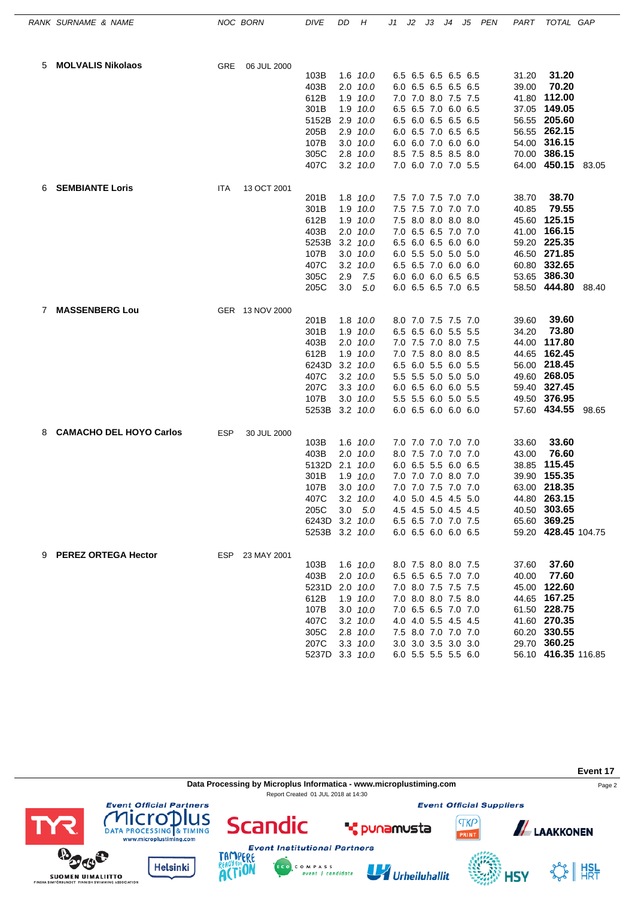| RANK | SURNAME & NAME | NOC | BORN | DIVE | DD | H | J1 | J2 | J3 | J4 | J5 | PEN | PART | TOTAL | GAP |
|---|---|---|---|---|---|---|---|---|---|---|---|---|---|---|---|
| 5 | **MOLVALIS Nikolaos** | GRE | 06 JUL 2000 | | | | | | | | | | | | |
| | | | | 103B | 1.6 | *10.0* | 6.5 | 6.5 | 6.5 | 6.5 | 6.5 | | 31.20 | **31.20** | |
| | | | | 403B | 2.0 | *10.0* | 6.0 | 6.5 | 6.5 | 6.5 | 6.5 | | 39.00 | **70.20** | |
| | | | | 612B | 1.9 | *10.0* | 7.0 | 7.0 | 8.0 | 7.5 | 7.5 | | 41.80 | **112.00** | |
| | | | | 301B | 1.9 | *10.0* | 6.5 | 6.5 | 7.0 | 6.0 | 6.5 | | 37.05 | **149.05** | |
| | | | | 5152B | 2.9 | *10.0* | 6.5 | 6.0 | 6.5 | 6.5 | 6.5 | | 56.55 | **205.60** | |
| | | | | 205B | 2.9 | *10.0* | 6.0 | 6.5 | 7.0 | 6.5 | 6.5 | | 56.55 | **262.15** | |
| | | | | 107B | 3.0 | *10.0* | 6.0 | 6.0 | 7.0 | 6.0 | 6.0 | | 54.00 | **316.15** | |
| | | | | 305C | 2.8 | *10.0* | 8.5 | 7.5 | 8.5 | 8.5 | 8.0 | | 70.00 | **386.15** | |
| | | | | 407C | 3.2 | *10.0* | 7.0 | 6.0 | 7.0 | 7.0 | 5.5 | | 64.00 | **450.15** | 83.05 |
| 6 | **SEMBIANTE Loris** | ITA | 13 OCT 2001 | | | | | | | | | | | | |
| | | | | 201B | 1.8 | *10.0* | 7.5 | 7.0 | 7.5 | 7.0 | 7.0 | | 38.70 | **38.70** | |
| | | | | 301B | 1.9 | *10.0* | 7.5 | 7.5 | 7.0 | 7.0 | 7.0 | | 40.85 | **79.55** | |
| | | | | 612B | 1.9 | *10.0* | 7.5 | 8.0 | 8.0 | 8.0 | 8.5 | | 45.60 | **125.15** | |
| | | | | 403B | 2.0 | *10.0* | 7.0 | 6.5 | 6.5 | 7.0 | 7.0 | | 41.00 | **166.15** | |
| | | | | 5253B | 3.2 | *10.0* | 6.5 | 6.0 | 6.5 | 6.0 | 6.0 | | 59.20 | **225.35** | |
| | | | | 107B | 3.0 | *10.0* | 6.0 | 5.5 | 5.0 | 5.0 | 5.0 | | 46.50 | **271.85** | |
| | | | | 407C | 3.2 | *10.0* | 6.5 | 6.5 | 7.0 | 6.0 | 6.0 | | 60.80 | **332.65** | |
| | | | | 305C | 2.9 | *7.5* | 6.0 | 6.0 | 6.0 | 6.5 | 6.5 | | 53.65 | **386.30** | |
| | | | | 205C | 3.0 | *5.0* | 6.0 | 6.5 | 6.5 | 7.0 | 6.5 | | 58.50 | **444.80** | 88.40 |
| 7 | **MASSENBERG Lou** | GER | 13 NOV 2000 | | | | | | | | | | | | |
| | | | | 201B | 1.8 | *10.0* | 8.0 | 7.0 | 7.5 | 7.5 | 7.0 | | 39.60 | **39.60** | |
| | | | | 301B | 1.9 | *10.0* | 6.5 | 6.5 | 6.0 | 5.5 | 5.5 | | 34.20 | **73.80** | |
| | | | | 403B | 2.0 | *10.0* | 7.0 | 7.5 | 7.0 | 8.0 | 7.5 | | 44.00 | **117.80** | |
| | | | | 612B | 1.9 | *10.0* | 7.0 | 7.5 | 8.0 | 8.0 | 8.5 | | 44.65 | **162.45** | |
| | | | | 6243D | 3.2 | *10.0* | 6.5 | 6.0 | 5.5 | 6.0 | 5.5 | | 56.00 | **218.45** | |
| | | | | 407C | 3.2 | *10.0* | 5.5 | 5.5 | 5.0 | 5.0 | 5.0 | | 49.60 | **268.05** | |
| | | | | 207C | 3.3 | *10.0* | 6.0 | 6.5 | 6.0 | 6.0 | 5.5 | | 59.40 | **327.45** | |
| | | | | 107B | 3.0 | *10.0* | 5.5 | 5.5 | 6.0 | 5.0 | 5.5 | | 49.50 | **376.95** | |
| | | | | 5253B | 3.2 | *10.0* | 6.0 | 6.5 | 6.0 | 6.0 | 6.0 | | 57.60 | **434.55** | 98.65 |
| 8 | **CAMACHO DEL HOYO Carlos** | ESP | 30 JUL 2000 | | | | | | | | | | | | |
| | | | | 103B | 1.6 | *10.0* | 7.0 | 7.0 | 7.0 | 7.0 | 7.0 | | 33.60 | **33.60** | |
| | | | | 403B | 2.0 | *10.0* | 8.0 | 7.5 | 7.0 | 7.0 | 7.0 | | 43.00 | **76.60** | |
| | | | | 5132D | 2.1 | *10.0* | 6.0 | 6.5 | 5.5 | 6.0 | 6.5 | | 38.85 | **115.45** | |
| | | | | 301B | 1.9 | *10.0* | 7.0 | 7.0 | 7.0 | 8.0 | 7.0 | | 39.90 | **155.35** | |
| | | | | 107B | 3.0 | *10.0* | 7.0 | 7.0 | 7.5 | 7.0 | 7.0 | | 63.00 | **218.35** | |
| | | | | 407C | 3.2 | *10.0* | 4.0 | 5.0 | 4.5 | 4.5 | 5.0 | | 44.80 | **263.15** | |
| | | | | 205C | 3.0 | *5.0* | 4.5 | 4.5 | 5.0 | 4.5 | 4.5 | | 40.50 | **303.65** | |
| | | | | 6243D | 3.2 | *10.0* | 6.5 | 6.5 | 7.0 | 7.0 | 7.5 | | 65.60 | **369.25** | |
| | | | | 5253B | 3.2 | *10.0* | 6.0 | 6.5 | 6.0 | 6.0 | 6.5 | | 59.20 | **428.45** | 104.75 |
| 9 | **PEREZ ORTEGA Hector** | ESP | 23 MAY 2001 | | | | | | | | | | | | |
| | | | | 103B | 1.6 | *10.0* | 8.0 | 7.5 | 8.0 | 8.0 | 7.5 | | 37.60 | **37.60** | |
| | | | | 403B | 2.0 | *10.0* | 6.5 | 6.5 | 6.5 | 7.0 | 7.0 | | 40.00 | **77.60** | |
| | | | | 5231D | 2.0 | *10.0* | 7.0 | 8.0 | 7.5 | 7.5 | 7.5 | | 45.00 | **122.60** | |
| | | | | 612B | 1.9 | *10.0* | 7.0 | 8.0 | 8.0 | 7.5 | 8.0 | | 44.65 | **167.25** | |
| | | | | 107B | 3.0 | *10.0* | 7.0 | 6.5 | 6.5 | 7.0 | 7.0 | | 61.50 | **228.75** | |
| | | | | 407C | 3.2 | *10.0* | 4.0 | 4.0 | 5.5 | 4.5 | 4.5 | | 41.60 | **270.35** | |
| | | | | 305C | 2.8 | *10.0* | 7.5 | 8.0 | 7.0 | 7.0 | 7.0 | | 60.20 | **330.55** | |
| | | | | 207C | 3.3 | *10.0* | 3.0 | 3.0 | 3.5 | 3.0 | 3.0 | | 29.70 | **360.25** | |
| | | | | 5237D | 3.3 | *10.0* | 6.0 | 5.5 | 5.5 | 5.5 | 6.0 | | 56.10 | **416.35** | 116.85 |

**Event 17**

**Data Processing by Microplus Informatica - www.microplustiming.com**

Report Created 01 JUL 2018 at 14:30

*Event Official Partners* — *Event Official Suppliers* — *Event Institutional Partners*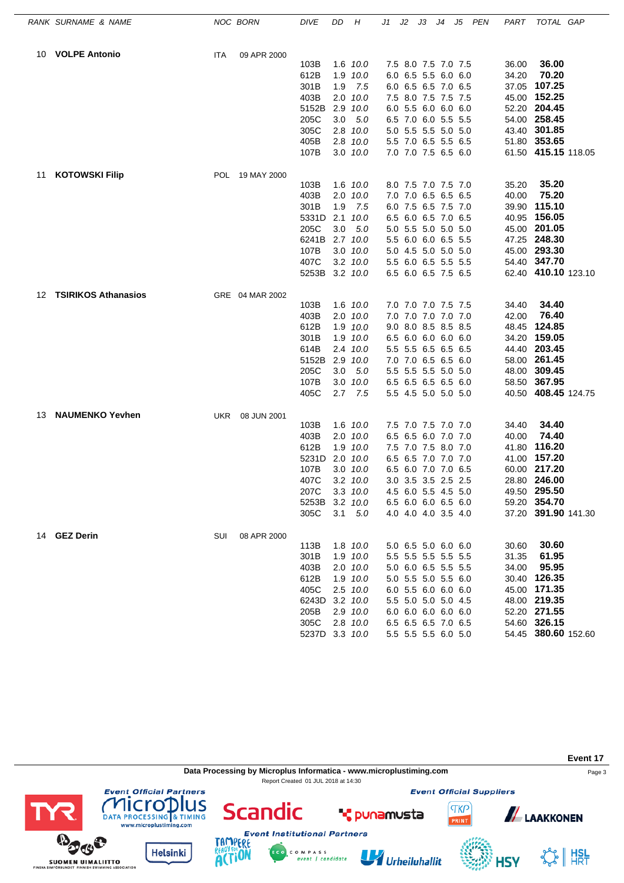| RANK | SURNAME & NAME | NOC | BORN | DIVE | DD | H | J1 | J2 | J3 | J4 | J5 | PEN | PART | TOTAL | GAP |
|---|---|---|---|---|---|---|---|---|---|---|---|---|---|---|---|
| 10 | **VOLPE Antonio** | ITA | 09 APR 2000 | | | | | | | | | | | | |
| | | | | 103B | 1.6 | *10.0* | 7.5 | 8.0 | 7.5 | 7.0 | 7.5 | | 36.00 | **36.00** | |
| | | | | 612B | 1.9 | *10.0* | 6.0 | 6.5 | 5.5 | 6.0 | 6.0 | | 34.20 | **70.20** | |
| | | | | 301B | 1.9 | *7.5* | 6.0 | 6.5 | 6.5 | 7.0 | 6.5 | | 37.05 | **107.25** | |
| | | | | 403B | 2.0 | *10.0* | 7.5 | 8.0 | 7.5 | 7.5 | 7.5 | | 45.00 | **152.25** | |
| | | | | 5152B | 2.9 | *10.0* | 6.0 | 5.5 | 6.0 | 6.0 | 6.0 | | 52.20 | **204.45** | |
| | | | | 205C | 3.0 | *5.0* | 6.5 | 7.0 | 6.0 | 5.5 | 5.5 | | 54.00 | **258.45** | |
| | | | | 305C | 2.8 | *10.0* | 5.0 | 5.5 | 5.5 | 5.0 | 5.0 | | 43.40 | **301.85** | |
| | | | | 405B | 2.8 | *10.0* | 5.5 | 7.0 | 6.5 | 5.5 | 6.5 | | 51.80 | **353.65** | |
| | | | | 107B | 3.0 | *10.0* | 7.0 | 7.0 | 7.5 | 6.5 | 6.0 | | 61.50 | **415.15** | 118.05 |
| 11 | **KOTOWSKI Filip** | POL | 19 MAY 2000 | | | | | | | | | | | | |
| | | | | 103B | 1.6 | *10.0* | 8.0 | 7.5 | 7.0 | 7.5 | 7.0 | | 35.20 | **35.20** | |
| | | | | 403B | 2.0 | *10.0* | 7.0 | 7.0 | 6.5 | 6.5 | 6.5 | | 40.00 | **75.20** | |
| | | | | 301B | 1.9 | *7.5* | 6.0 | 7.5 | 6.5 | 7.5 | 7.0 | | 39.90 | **115.10** | |
| | | | | 5331D | 2.1 | *10.0* | 6.5 | 6.0 | 6.5 | 7.0 | 6.5 | | 40.95 | **156.05** | |
| | | | | 205C | 3.0 | *5.0* | 5.0 | 5.5 | 5.0 | 5.0 | 5.0 | | 45.00 | **201.05** | |
| | | | | 6241B | 2.7 | *10.0* | 5.5 | 6.0 | 6.0 | 6.5 | 5.5 | | 47.25 | **248.30** | |
| | | | | 107B | 3.0 | *10.0* | 5.0 | 4.5 | 5.0 | 5.0 | 5.0 | | 45.00 | **293.30** | |
| | | | | 407C | 3.2 | *10.0* | 5.5 | 6.0 | 6.5 | 5.5 | 5.5 | | 54.40 | **347.70** | |
| | | | | 5253B | 3.2 | *10.0* | 6.5 | 6.0 | 6.5 | 7.5 | 6.5 | | 62.40 | **410.10** | 123.10 |
| 12 | **TSIRIKOS Athanasios** | GRE | 04 MAR 2002 | | | | | | | | | | | | |
| | | | | 103B | 1.6 | *10.0* | 7.0 | 7.0 | 7.0 | 7.5 | 7.5 | | 34.40 | **34.40** | |
| | | | | 403B | 2.0 | *10.0* | 7.0 | 7.0 | 7.0 | 7.0 | 7.0 | | 42.00 | **76.40** | |
| | | | | 612B | 1.9 | *10.0* | 9.0 | 8.0 | 8.5 | 8.5 | 8.5 | | 48.45 | **124.85** | |
| | | | | 301B | 1.9 | *10.0* | 6.5 | 6.0 | 6.0 | 6.0 | 6.0 | | 34.20 | **159.05** | |
| | | | | 614B | 2.4 | *10.0* | 5.5 | 5.5 | 6.5 | 6.5 | 6.5 | | 44.40 | **203.45** | |
| | | | | 5152B | 2.9 | *10.0* | 7.0 | 7.0 | 6.5 | 6.5 | 6.0 | | 58.00 | **261.45** | |
| | | | | 205C | 3.0 | *5.0* | 5.5 | 5.5 | 5.5 | 5.0 | 5.0 | | 48.00 | **309.45** | |
| | | | | 107B | 3.0 | *10.0* | 6.5 | 6.5 | 6.5 | 6.5 | 6.0 | | 58.50 | **367.95** | |
| | | | | 405C | 2.7 | *7.5* | 5.5 | 4.5 | 5.0 | 5.0 | 5.0 | | 40.50 | **408.45** | 124.75 |
| 13 | **NAUMENKO Yevhen** | UKR | 08 JUN 2001 | | | | | | | | | | | | |
| | | | | 103B | 1.6 | *10.0* | 7.5 | 7.0 | 7.5 | 7.0 | 7.0 | | 34.40 | **34.40** | |
| | | | | 403B | 2.0 | *10.0* | 6.5 | 6.5 | 6.0 | 7.0 | 7.0 | | 40.00 | **74.40** | |
| | | | | 612B | 1.9 | *10.0* | 7.5 | 7.0 | 7.5 | 8.0 | 7.0 | | 41.80 | **116.20** | |
| | | | | 5231D | 2.0 | *10.0* | 6.5 | 6.5 | 7.0 | 7.0 | 7.0 | | 41.00 | **157.20** | |
| | | | | 107B | 3.0 | *10.0* | 6.5 | 6.0 | 7.0 | 7.0 | 6.5 | | 60.00 | **217.20** | |
| | | | | 407C | 3.2 | *10.0* | 3.0 | 3.5 | 3.5 | 2.5 | 2.5 | | 28.80 | **246.00** | |
| | | | | 207C | 3.3 | *10.0* | 4.5 | 6.0 | 5.5 | 4.5 | 5.0 | | 49.50 | **295.50** | |
| | | | | 5253B | 3.2 | *10.0* | 6.5 | 6.0 | 6.0 | 6.5 | 6.0 | | 59.20 | **354.70** | |
| | | | | 305C | 3.1 | *5.0* | 4.0 | 4.0 | 4.0 | 3.5 | 4.0 | | 37.20 | **391.90** | 141.30 |
| 14 | **GEZ Derin** | SUI | 08 APR 2000 | | | | | | | | | | | | |
| | | | | 113B | 1.8 | *10.0* | 5.0 | 6.5 | 5.0 | 6.0 | 6.0 | | 30.60 | **30.60** | |
| | | | | 301B | 1.9 | *10.0* | 5.5 | 5.5 | 5.5 | 5.5 | 5.5 | | 31.35 | **61.95** | |
| | | | | 403B | 2.0 | *10.0* | 5.0 | 6.0 | 6.5 | 5.5 | 5.5 | | 34.00 | **95.95** | |
| | | | | 612B | 1.9 | *10.0* | 5.0 | 5.5 | 5.0 | 5.5 | 6.0 | | 30.40 | **126.35** | |
| | | | | 405C | 2.5 | *10.0* | 6.0 | 5.5 | 6.0 | 6.0 | 6.0 | | 45.00 | **171.35** | |
| | | | | 6243D | 3.2 | *10.0* | 5.5 | 5.0 | 5.0 | 5.0 | 4.5 | | 48.00 | **219.35** | |
| | | | | 205B | 2.9 | *10.0* | 6.0 | 6.0 | 6.0 | 6.0 | 6.0 | | 52.20 | **271.55** | |
| | | | | 305C | 2.8 | *10.0* | 6.5 | 6.5 | 6.5 | 7.0 | 6.5 | | 54.60 | **326.15** | |
| | | | | 5237D | 3.3 | *10.0* | 5.5 | 5.5 | 5.5 | 6.0 | 5.0 | | 54.45 | **380.60** | 152.60 |

**Event 17**

**Data Processing by Microplus Informatica - www.microplustiming.com**

Report Created 01 JUL 2018 at 14:30

Event Official Partners — Event Official Suppliers — Event Institutional Partners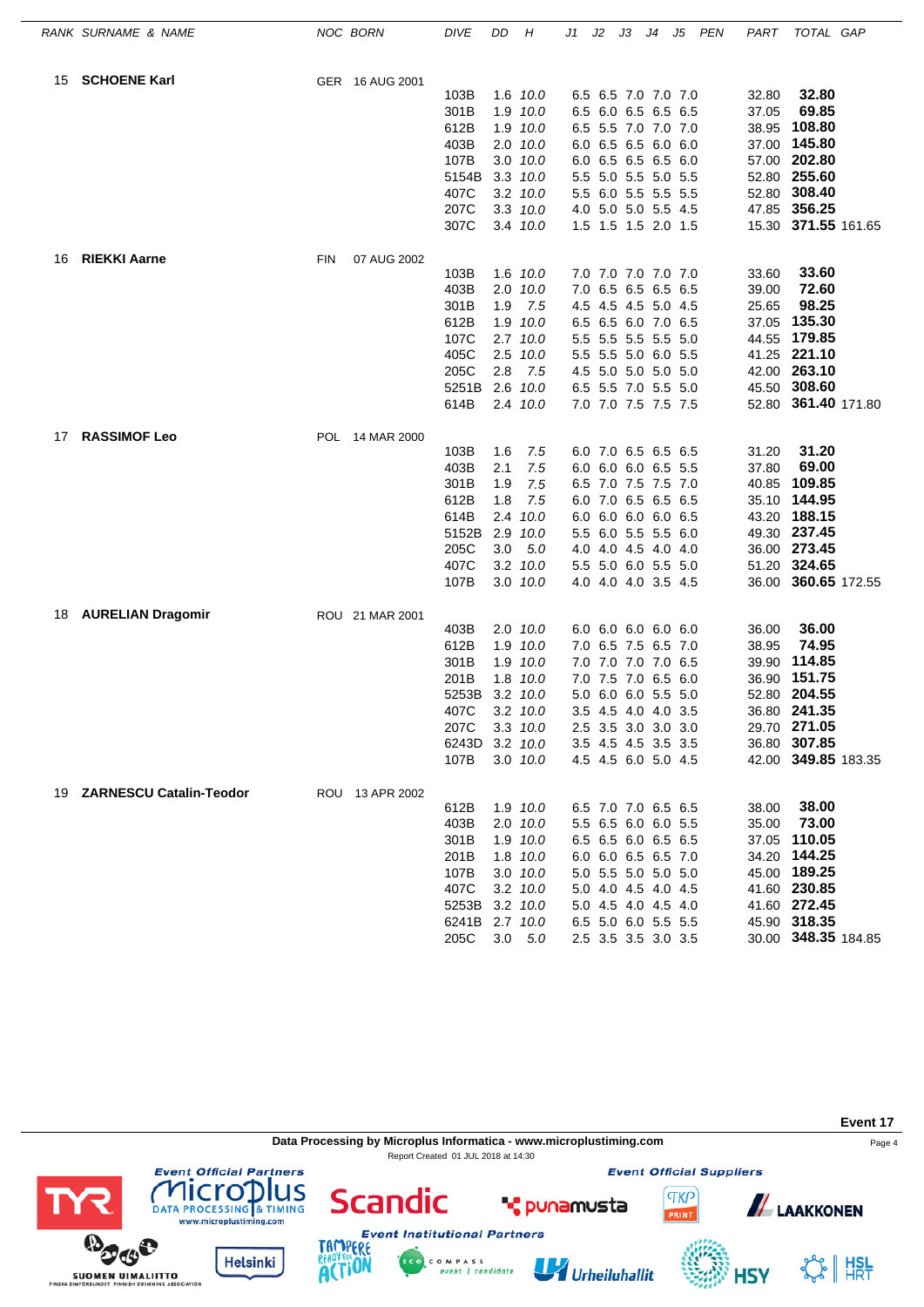| RANK | SURNAME & NAME | NOC | BORN | DIVE | DD | H | J1 | J2 | J3 | J4 | J5 | PEN | PART | TOTAL | GAP |
|---|---|---|---|---|---|---|---|---|---|---|---|---|---|---|---|
| 15 | **SCHOENE Karl** | GER | 16 AUG 2001 | | | | | | | | | | | | |
| | | | | 103B | 1.6 | 10.0 | 6.5 | 6.5 | 7.0 | 7.0 | 7.0 | | 32.80 | **32.80** | |
| | | | | 301B | 1.9 | 10.0 | 6.5 | 6.0 | 6.5 | 6.5 | 6.5 | | 37.05 | **69.85** | |
| | | | | 612B | 1.9 | 10.0 | 6.5 | 5.5 | 7.0 | 7.0 | 7.0 | | 38.95 | **108.80** | |
| | | | | 403B | 2.0 | 10.0 | 6.0 | 6.5 | 6.5 | 6.0 | 6.0 | | 37.00 | **145.80** | |
| | | | | 107B | 3.0 | 10.0 | 6.0 | 6.5 | 6.5 | 6.5 | 6.0 | | 57.00 | **202.80** | |
| | | | | 5154B | 3.3 | 10.0 | 5.5 | 5.0 | 5.5 | 5.0 | 5.5 | | 52.80 | **255.60** | |
| | | | | 407C | 3.2 | 10.0 | 5.5 | 6.0 | 5.5 | 5.5 | 5.5 | | 52.80 | **308.40** | |
| | | | | 207C | 3.3 | 10.0 | 4.0 | 5.0 | 5.0 | 5.5 | 4.5 | | 47.85 | **356.25** | |
| | | | | 307C | 3.4 | 10.0 | 1.5 | 1.5 | 1.5 | 2.0 | 1.5 | | 15.30 | **371.55** | 161.65 |
| 16 | **RIEKKI Aarne** | FIN | 07 AUG 2002 | | | | | | | | | | | | |
| | | | | 103B | 1.6 | 10.0 | 7.0 | 7.0 | 7.0 | 7.0 | 7.0 | | 33.60 | **33.60** | |
| | | | | 403B | 2.0 | 10.0 | 7.0 | 6.5 | 6.5 | 6.5 | 6.5 | | 39.00 | **72.60** | |
| | | | | 301B | 1.9 | 7.5 | 4.5 | 4.5 | 4.5 | 5.0 | 4.5 | | 25.65 | **98.25** | |
| | | | | 612B | 1.9 | 10.0 | 6.5 | 6.5 | 6.0 | 7.0 | 6.5 | | 37.05 | **135.30** | |
| | | | | 107C | 2.7 | 10.0 | 5.5 | 5.5 | 5.5 | 5.5 | 5.0 | | 44.55 | **179.85** | |
| | | | | 405C | 2.5 | 10.0 | 5.5 | 5.5 | 5.0 | 6.0 | 5.5 | | 41.25 | **221.10** | |
| | | | | 205C | 2.8 | 7.5 | 4.5 | 5.0 | 5.0 | 5.0 | 5.0 | | 42.00 | **263.10** | |
| | | | | 5251B | 2.6 | 10.0 | 6.5 | 5.5 | 7.0 | 5.5 | 5.0 | | 45.50 | **308.60** | |
| | | | | 614B | 2.4 | 10.0 | 7.0 | 7.0 | 7.5 | 7.5 | 7.5 | | 52.80 | **361.40** | 171.80 |
| 17 | **RASSIMOF Leo** | POL | 14 MAR 2000 | | | | | | | | | | | | |
| | | | | 103B | 1.6 | 7.5 | 6.0 | 7.0 | 6.5 | 6.5 | 6.5 | | 31.20 | **31.20** | |
| | | | | 403B | 2.1 | 7.5 | 6.0 | 6.0 | 6.0 | 6.5 | 5.5 | | 37.80 | **69.00** | |
| | | | | 301B | 1.9 | 7.5 | 6.5 | 7.0 | 7.5 | 7.5 | 7.0 | | 40.85 | **109.85** | |
| | | | | 612B | 1.8 | 7.5 | 6.0 | 7.0 | 6.5 | 6.5 | 6.5 | | 35.10 | **144.95** | |
| | | | | 614B | 2.4 | 10.0 | 6.0 | 6.0 | 6.0 | 6.0 | 6.5 | | 43.20 | **188.15** | |
| | | | | 5152B | 2.9 | 10.0 | 5.5 | 6.0 | 5.5 | 5.5 | 6.0 | | 49.30 | **237.45** | |
| | | | | 205C | 3.0 | 5.0 | 4.0 | 4.0 | 4.5 | 4.0 | 4.0 | | 36.00 | **273.45** | |
| | | | | 407C | 3.2 | 10.0 | 5.5 | 5.0 | 6.0 | 5.5 | 5.0 | | 51.20 | **324.65** | |
| | | | | 107B | 3.0 | 10.0 | 4.0 | 4.0 | 4.0 | 3.5 | 4.5 | | 36.00 | **360.65** | 172.55 |
| 18 | **AURELIAN Dragomir** | ROU | 21 MAR 2001 | | | | | | | | | | | | |
| | | | | 403B | 2.0 | 10.0 | 6.0 | 6.0 | 6.0 | 6.0 | 6.0 | | 36.00 | **36.00** | |
| | | | | 612B | 1.9 | 10.0 | 7.0 | 6.5 | 7.5 | 6.5 | 7.0 | | 38.95 | **74.95** | |
| | | | | 301B | 1.9 | 10.0 | 7.0 | 7.0 | 7.0 | 7.0 | 6.5 | | 39.90 | **114.85** | |
| | | | | 201B | 1.8 | 10.0 | 7.0 | 7.5 | 7.0 | 6.5 | 6.0 | | 36.90 | **151.75** | |
| | | | | 5253B | 3.2 | 10.0 | 5.0 | 6.0 | 6.0 | 5.5 | 5.0 | | 52.80 | **204.55** | |
| | | | | 407C | 3.2 | 10.0 | 3.5 | 4.5 | 4.0 | 4.0 | 3.5 | | 36.80 | **241.35** | |
| | | | | 207C | 3.3 | 10.0 | 2.5 | 3.5 | 3.0 | 3.0 | 3.0 | | 29.70 | **271.05** | |
| | | | | 6243D | 3.2 | 10.0 | 3.5 | 4.5 | 4.5 | 3.5 | 3.5 | | 36.80 | **307.85** | |
| | | | | 107B | 3.0 | 10.0 | 4.5 | 4.5 | 6.0 | 5.0 | 4.5 | | 42.00 | **349.85** | 183.35 |
| 19 | **ZARNESCU Catalin-Teodor** | ROU | 13 APR 2002 | | | | | | | | | | | | |
| | | | | 612B | 1.9 | 10.0 | 6.5 | 7.0 | 7.0 | 6.5 | 6.5 | | 38.00 | **38.00** | |
| | | | | 403B | 2.0 | 10.0 | 5.5 | 6.5 | 6.0 | 6.0 | 5.5 | | 35.00 | **73.00** | |
| | | | | 301B | 1.9 | 10.0 | 6.5 | 6.5 | 6.0 | 6.5 | 6.5 | | 37.05 | **110.05** | |
| | | | | 201B | 1.8 | 10.0 | 6.0 | 6.0 | 6.5 | 6.5 | 7.0 | | 34.20 | **144.25** | |
| | | | | 107B | 3.0 | 10.0 | 5.0 | 5.5 | 5.0 | 5.0 | 5.0 | | 45.00 | **189.25** | |
| | | | | 407C | 3.2 | 10.0 | 5.0 | 4.0 | 4.5 | 4.0 | 4.5 | | 41.60 | **230.85** | |
| | | | | 5253B | 3.2 | 10.0 | 5.0 | 4.5 | 4.0 | 4.5 | 4.0 | | 41.60 | **272.45** | |
| | | | | 6241B | 2.7 | 10.0 | 6.5 | 5.0 | 6.0 | 5.5 | 5.5 | | 45.90 | **318.35** | |
| | | | | 205C | 3.0 | 5.0 | 2.5 | 3.5 | 3.5 | 3.0 | 3.5 | | 30.00 | **348.35** | 184.85 |

**Event 17**

**Data Processing by Microplus Informatica - www.microplustiming.com**

Report Created 01 JUL 2018 at 14:30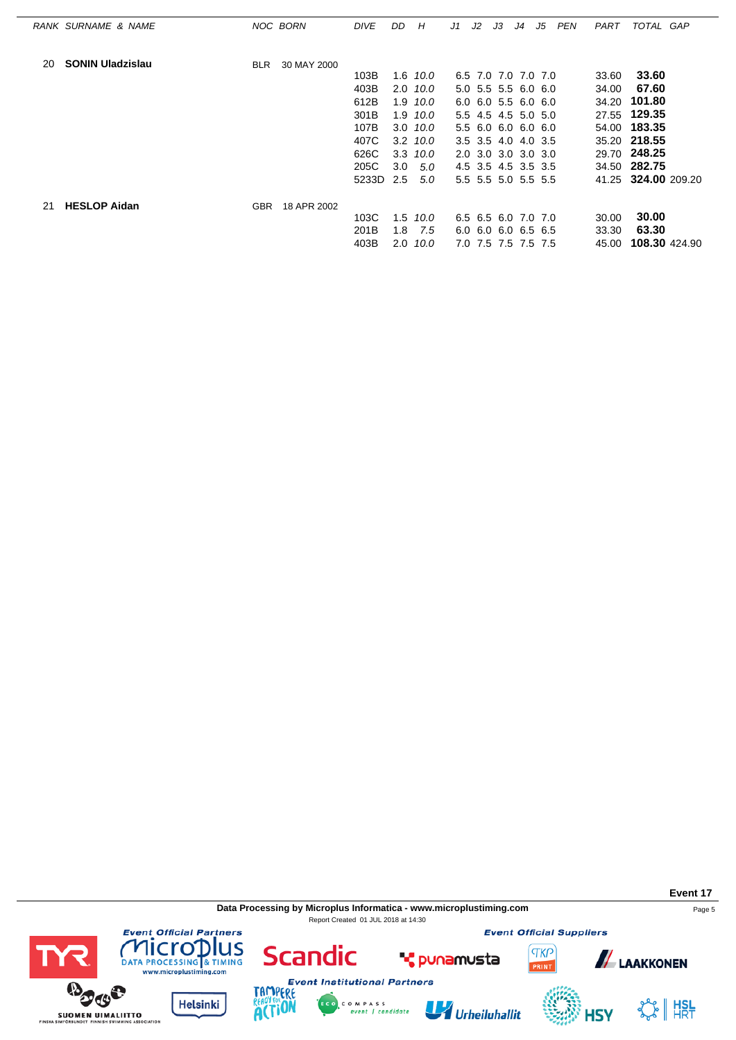| RANK | SURNAME & NAME | NOC | BORN | DIVE | DD | H | J1 | J2 | J3 | J4 | J5 | PEN | PART | TOTAL | GAP |
|---|---|---|---|---|---|---|---|---|---|---|---|---|---|---|---|
| 20 | **SONIN Uladzislau** | BLR | 30 MAY 2000 | | | | | | | | | | | | |
| | | | | 103B | 1.6 | *10.0* | 6.5 | 7.0 | 7.0 | 7.0 | 7.0 | | 33.60 | **33.60** | |
| | | | | 403B | 2.0 | *10.0* | 5.0 | 5.5 | 5.5 | 6.0 | 6.0 | | 34.00 | **67.60** | |
| | | | | 612B | 1.9 | *10.0* | 6.0 | 6.0 | 5.5 | 6.0 | 6.0 | | 34.20 | **101.80** | |
| | | | | 301B | 1.9 | *10.0* | 5.5 | 4.5 | 4.5 | 5.0 | 5.0 | | 27.55 | **129.35** | |
| | | | | 107B | 3.0 | *10.0* | 5.5 | 6.0 | 6.0 | 6.0 | 6.0 | | 54.00 | **183.35** | |
| | | | | 407C | 3.2 | *10.0* | 3.5 | 3.5 | 4.0 | 4.0 | 3.5 | | 35.20 | **218.55** | |
| | | | | 626C | 3.3 | *10.0* | 2.0 | 3.0 | 3.0 | 3.0 | 3.0 | | 29.70 | **248.25** | |
| | | | | 205C | 3.0 | *5.0* | 4.5 | 3.5 | 4.5 | 3.5 | 3.5 | | 34.50 | **282.75** | |
| | | | | 5233D | 2.5 | *5.0* | 5.5 | 5.5 | 5.0 | 5.5 | 5.5 | | 41.25 | **324.00** | 209.20 |
| 21 | **HESLOP Aidan** | GBR | 18 APR 2002 | | | | | | | | | | | | |
| | | | | 103C | 1.5 | *10.0* | 6.5 | 6.5 | 6.0 | 7.0 | 7.0 | | 30.00 | **30.00** | |
| | | | | 201B | 1.8 | *7.5* | 6.0 | 6.0 | 6.0 | 6.5 | 6.5 | | 33.30 | **63.30** | |
| | | | | 403B | 2.0 | *10.0* | 7.0 | 7.5 | 7.5 | 7.5 | 7.5 | | 45.00 | **108.30** | 424.90 |

**Event 17**

**Data Processing by Microplus Informatica - www.microplustiming.com**

Report Created 01 JUL 2018 at 14:30